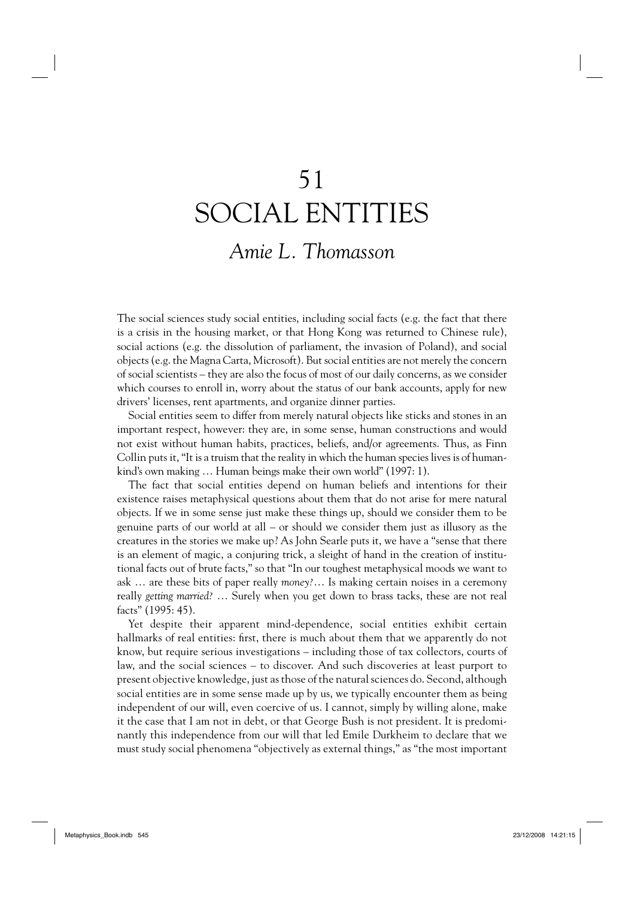# 51
# SOCIAL ENTITIES

## *Amie L. Thomasson*

The social sciences study social entities, including social facts (e.g. the fact that there is a crisis in the housing market, or that Hong Kong was returned to Chinese rule), social actions (e.g. the dissolution of parliament, the invasion of Poland), and social objects (e.g. the Magna Carta, Microsoft). But social entities are not merely the concern of social scientists – they are also the focus of most of our daily concerns, as we consider which courses to enroll in, worry about the status of our bank accounts, apply for new drivers' licenses, rent apartments, and organize dinner parties.

Social entities seem to differ from merely natural objects like sticks and stones in an important respect, however: they are, in some sense, human constructions and would not exist without human habits, practices, beliefs, and/or agreements. Thus, as Finn Collin puts it, "It is a truism that the reality in which the human species lives is of humankind's own making … Human beings make their own world" (1997: 1).

The fact that social entities depend on human beliefs and intentions for their existence raises metaphysical questions about them that do not arise for mere natural objects. If we in some sense just make these things up, should we consider them to be genuine parts of our world at all – or should we consider them just as illusory as the creatures in the stories we make up? As John Searle puts it, we have a "sense that there is an element of magic, a conjuring trick, a sleight of hand in the creation of institutional facts out of brute facts," so that "In our toughest metaphysical moods we want to ask … are these bits of paper really *money?*… Is making certain noises in a ceremony really *getting married?* … Surely when you get down to brass tacks, these are not real facts" (1995: 45).

Yet despite their apparent mind-dependence, social entities exhibit certain hallmarks of real entities: first, there is much about them that we apparently do not know, but require serious investigations – including those of tax collectors, courts of law, and the social sciences – to discover. And such discoveries at least purport to present objective knowledge, just as those of the natural sciences do. Second, although social entities are in some sense made up by us, we typically encounter them as being independent of our will, even coercive of us. I cannot, simply by willing alone, make it the case that I am not in debt, or that George Bush is not president. It is predominantly this independence from our will that led Emile Durkheim to declare that we must study social phenomena "objectively as external things," as "the most important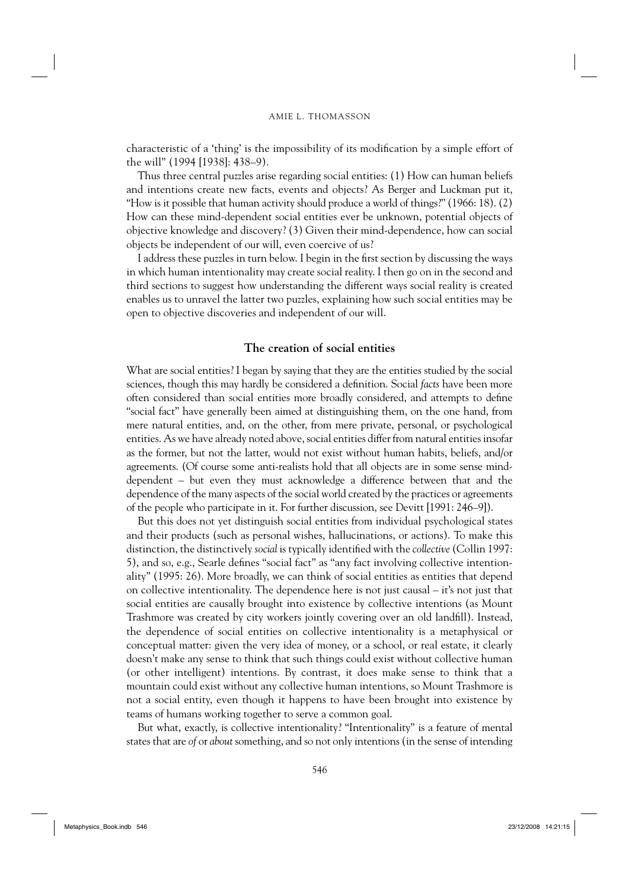characteristic of a 'thing' is the impossibility of its modification by a simple effort of the will" (1994 [1938]: 438–9).

Thus three central puzzles arise regarding social entities: (1) How can human beliefs and intentions create new facts, events and objects? As Berger and Luckman put it, "How is it possible that human activity should produce a world of things?" (1966: 18). (2) How can these mind-dependent social entities ever be unknown, potential objects of objective knowledge and discovery? (3) Given their mind-dependence, how can social objects be independent of our will, even coercive of us?

I address these puzzles in turn below. I begin in the first section by discussing the ways in which human intentionality may create social reality. I then go on in the second and third sections to suggest how understanding the different ways social reality is created enables us to unravel the latter two puzzles, explaining how such social entities may be open to objective discoveries and independent of our will.

## The creation of social entities

What are social entities? I began by saying that they are the entities studied by the social sciences, though this may hardly be considered a definition. Social *facts* have been more often considered than social entities more broadly considered, and attempts to define "social fact" have generally been aimed at distinguishing them, on the one hand, from mere natural entities, and, on the other, from mere private, personal, or psychological entities. As we have already noted above, social entities differ from natural entities insofar as the former, but not the latter, would not exist without human habits, beliefs, and/or agreements. (Of course some anti-realists hold that all objects are in some sense mind-dependent – but even they must acknowledge a difference between that and the dependence of the many aspects of the social world created by the practices or agreements of the people who participate in it. For further discussion, see Devitt [1991: 246–9]).

But this does not yet distinguish social entities from individual psychological states and their products (such as personal wishes, hallucinations, or actions). To make this distinction, the distinctively *social* is typically identified with the *collective* (Collin 1997: 5), and so, e.g., Searle defines "social fact" as "any fact involving collective intentionality" (1995: 26). More broadly, we can think of social entities as entities that depend on collective intentionality. The dependence here is not just causal – it's not just that social entities are causally brought into existence by collective intentions (as Mount Trashmore was created by city workers jointly covering over an old landfill). Instead, the dependence of social entities on collective intentionality is a metaphysical or conceptual matter: given the very idea of money, or a school, or real estate, it clearly doesn't make any sense to think that such things could exist without collective human (or other intelligent) intentions. By contrast, it does make sense to think that a mountain could exist without any collective human intentions, so Mount Trashmore is not a social entity, even though it happens to have been brought into existence by teams of humans working together to serve a common goal.

But what, exactly, is collective intentionality? "Intentionality" is a feature of mental states that are *of* or *about* something, and so not only intentions (in the sense of intending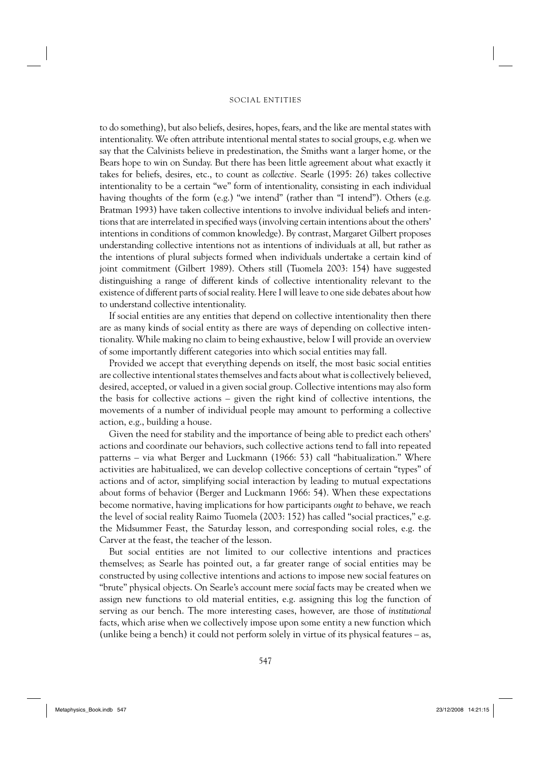to do something), but also beliefs, desires, hopes, fears, and the like are mental states with intentionality. We often attribute intentional mental states to social groups, e.g. when we say that the Calvinists believe in predestination, the Smiths want a larger home, or the Bears hope to win on Sunday. But there has been little agreement about what exactly it takes for beliefs, desires, etc., to count as *collective*. Searle (1995: 26) takes collective intentionality to be a certain "we" form of intentionality, consisting in each individual having thoughts of the form (e.g.) "we intend" (rather than "I intend"). Others (e.g. Bratman 1993) have taken collective intentions to involve individual beliefs and intentions that are interrelated in specified ways (involving certain intentions about the others' intentions in conditions of common knowledge). By contrast, Margaret Gilbert proposes understanding collective intentions not as intentions of individuals at all, but rather as the intentions of plural subjects formed when individuals undertake a certain kind of joint commitment (Gilbert 1989). Others still (Tuomela 2003: 154) have suggested distinguishing a range of different kinds of collective intentionality relevant to the existence of different parts of social reality. Here I will leave to one side debates about how to understand collective intentionality.

If social entities are any entities that depend on collective intentionality then there are as many kinds of social entity as there are ways of depending on collective intentionality. While making no claim to being exhaustive, below I will provide an overview of some importantly different categories into which social entities may fall.

Provided we accept that everything depends on itself, the most basic social entities are collective intentional states themselves and facts about what is collectively believed, desired, accepted, or valued in a given social group. Collective intentions may also form the basis for collective actions – given the right kind of collective intentions, the movements of a number of individual people may amount to performing a collective action, e.g., building a house.

Given the need for stability and the importance of being able to predict each others' actions and coordinate our behaviors, such collective actions tend to fall into repeated patterns – via what Berger and Luckmann (1966: 53) call "habitualization." Where activities are habitualized, we can develop collective conceptions of certain "types" of actions and of actor, simplifying social interaction by leading to mutual expectations about forms of behavior (Berger and Luckmann 1966: 54). When these expectations become normative, having implications for how participants *ought to* behave, we reach the level of social reality Raimo Tuomela (2003: 152) has called "social practices," e.g. the Midsummer Feast, the Saturday lesson, and corresponding social roles, e.g. the Carver at the feast, the teacher of the lesson.

But social entities are not limited to our collective intentions and practices themselves; as Searle has pointed out, a far greater range of social entities may be constructed by using collective intentions and actions to impose new social features on "brute" physical objects. On Searle's account mere *social* facts may be created when we assign new functions to old material entities, e.g. assigning this log the function of serving as our bench. The more interesting cases, however, are those of *institutional* facts, which arise when we collectively impose upon some entity a new function which (unlike being a bench) it could not perform solely in virtue of its physical features – as,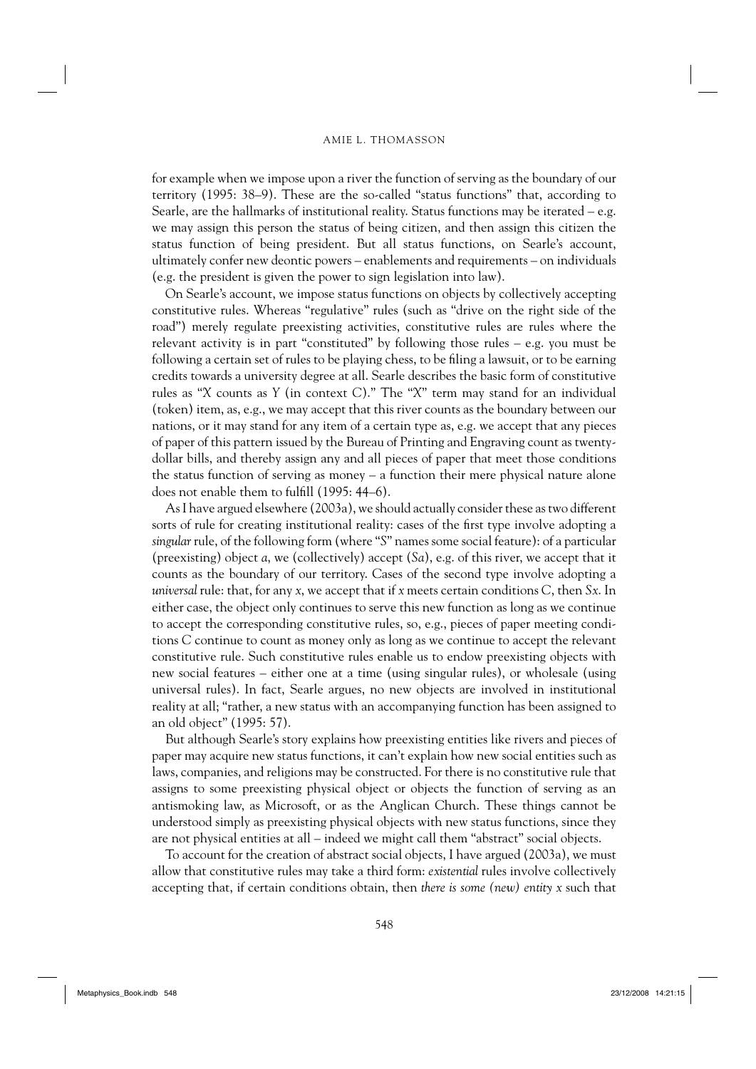for example when we impose upon a river the function of serving as the boundary of our territory (1995: 38–9). These are the so-called "status functions" that, according to Searle, are the hallmarks of institutional reality. Status functions may be iterated – e.g. we may assign this person the status of being citizen, and then assign this citizen the status function of being president. But all status functions, on Searle's account, ultimately confer new deontic powers – enablements and requirements – on individuals (e.g. the president is given the power to sign legislation into law).

On Searle's account, we impose status functions on objects by collectively accepting constitutive rules. Whereas "regulative" rules (such as "drive on the right side of the road") merely regulate preexisting activities, constitutive rules are rules where the relevant activity is in part "constituted" by following those rules – e.g. you must be following a certain set of rules to be playing chess, to be filing a lawsuit, or to be earning credits towards a university degree at all. Searle describes the basic form of constitutive rules as "X counts as Y (in context C)." The "X" term may stand for an individual (token) item, as, e.g., we may accept that this river counts as the boundary between our nations, or it may stand for any item of a certain type as, e.g. we accept that any pieces of paper of this pattern issued by the Bureau of Printing and Engraving count as twenty-dollar bills, and thereby assign any and all pieces of paper that meet those conditions the status function of serving as money – a function their mere physical nature alone does not enable them to fulfill (1995: 44–6).

As I have argued elsewhere (2003a), we should actually consider these as two different sorts of rule for creating institutional reality: cases of the first type involve adopting a *singular* rule, of the following form (where "*S*" names some social feature): of a particular (preexisting) object *a*, we (collectively) accept (*Sa*), e.g. of this river, we accept that it counts as the boundary of our territory. Cases of the second type involve adopting a *universal* rule: that, for any *x*, we accept that if *x* meets certain conditions C, then *Sx*. In either case, the object only continues to serve this new function as long as we continue to accept the corresponding constitutive rules, so, e.g., pieces of paper meeting conditions C continue to count as money only as long as we continue to accept the relevant constitutive rule. Such constitutive rules enable us to endow preexisting objects with new social features – either one at a time (using singular rules), or wholesale (using universal rules). In fact, Searle argues, no new objects are involved in institutional reality at all; "rather, a new status with an accompanying function has been assigned to an old object" (1995: 57).

But although Searle's story explains how preexisting entities like rivers and pieces of paper may acquire new status functions, it can't explain how new social entities such as laws, companies, and religions may be constructed. For there is no constitutive rule that assigns to some preexisting physical object or objects the function of serving as an antismoking law, as Microsoft, or as the Anglican Church. These things cannot be understood simply as preexisting physical objects with new status functions, since they are not physical entities at all – indeed we might call them "abstract" social objects.

To account for the creation of abstract social objects, I have argued (2003a), we must allow that constitutive rules may take a third form: *existential* rules involve collectively accepting that, if certain conditions obtain, then *there is some (new) entity x* such that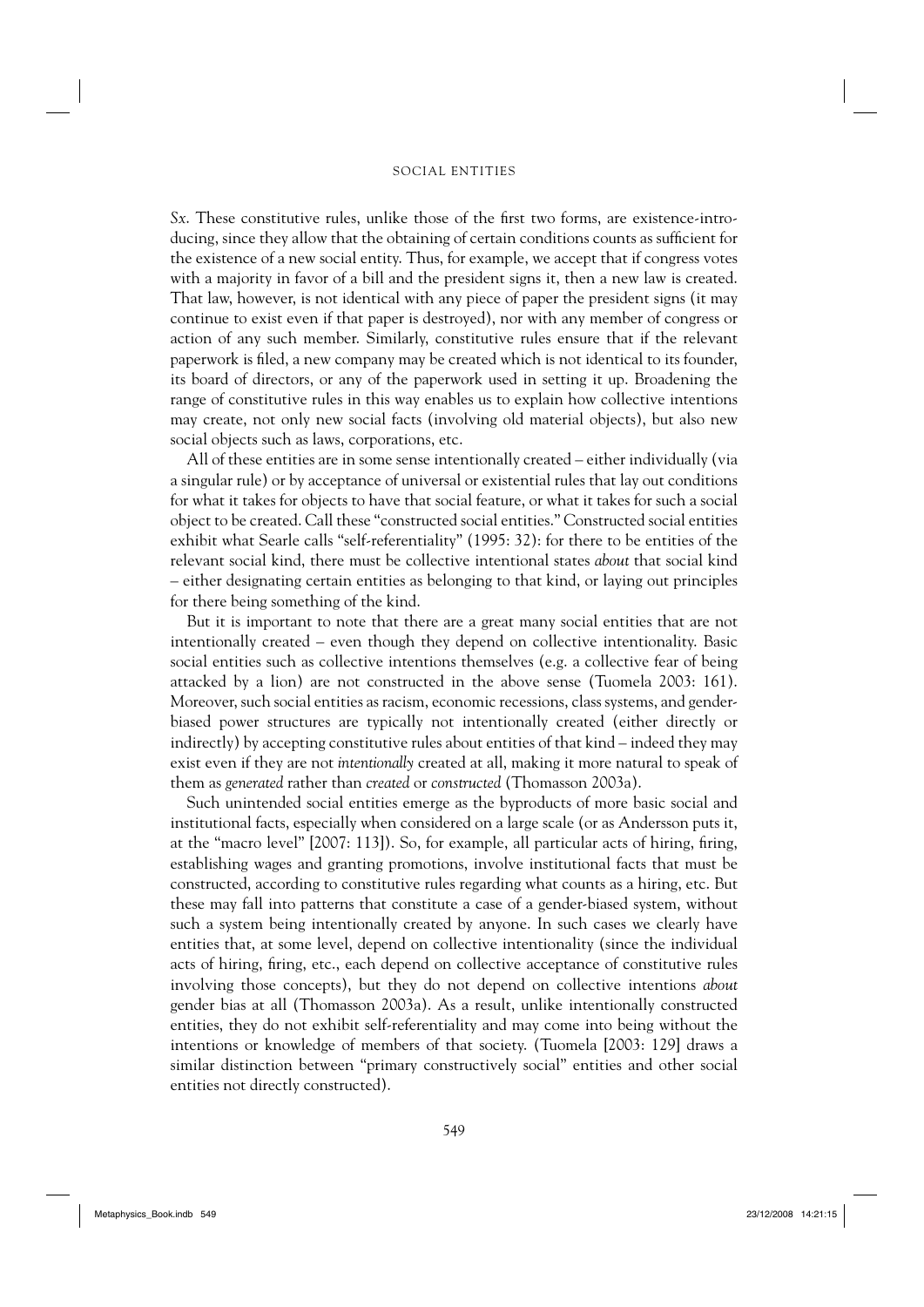*Sx*. These constitutive rules, unlike those of the first two forms, are existence-introducing, since they allow that the obtaining of certain conditions counts as sufficient for the existence of a new social entity. Thus, for example, we accept that if congress votes with a majority in favor of a bill and the president signs it, then a new law is created. That law, however, is not identical with any piece of paper the president signs (it may continue to exist even if that paper is destroyed), nor with any member of congress or action of any such member. Similarly, constitutive rules ensure that if the relevant paperwork is filed, a new company may be created which is not identical to its founder, its board of directors, or any of the paperwork used in setting it up. Broadening the range of constitutive rules in this way enables us to explain how collective intentions may create, not only new social facts (involving old material objects), but also new social objects such as laws, corporations, etc.

All of these entities are in some sense intentionally created – either individually (via a singular rule) or by acceptance of universal or existential rules that lay out conditions for what it takes for objects to have that social feature, or what it takes for such a social object to be created. Call these "constructed social entities." Constructed social entities exhibit what Searle calls "self-referentiality" (1995: 32): for there to be entities of the relevant social kind, there must be collective intentional states *about* that social kind – either designating certain entities as belonging to that kind, or laying out principles for there being something of the kind.

But it is important to note that there are a great many social entities that are not intentionally created – even though they depend on collective intentionality. Basic social entities such as collective intentions themselves (e.g. a collective fear of being attacked by a lion) are not constructed in the above sense (Tuomela 2003: 161). Moreover, such social entities as racism, economic recessions, class systems, and gender-biased power structures are typically not intentionally created (either directly or indirectly) by accepting constitutive rules about entities of that kind – indeed they may exist even if they are not *intentionally* created at all, making it more natural to speak of them as *generated* rather than *created* or *constructed* (Thomasson 2003a).

Such unintended social entities emerge as the byproducts of more basic social and institutional facts, especially when considered on a large scale (or as Andersson puts it, at the "macro level" [2007: 113]). So, for example, all particular acts of hiring, firing, establishing wages and granting promotions, involve institutional facts that must be constructed, according to constitutive rules regarding what counts as a hiring, etc. But these may fall into patterns that constitute a case of a gender-biased system, without such a system being intentionally created by anyone. In such cases we clearly have entities that, at some level, depend on collective intentionality (since the individual acts of hiring, firing, etc., each depend on collective acceptance of constitutive rules involving those concepts), but they do not depend on collective intentions *about* gender bias at all (Thomasson 2003a). As a result, unlike intentionally constructed entities, they do not exhibit self-referentiality and may come into being without the intentions or knowledge of members of that society. (Tuomela [2003: 129] draws a similar distinction between "primary constructively social" entities and other social entities not directly constructed).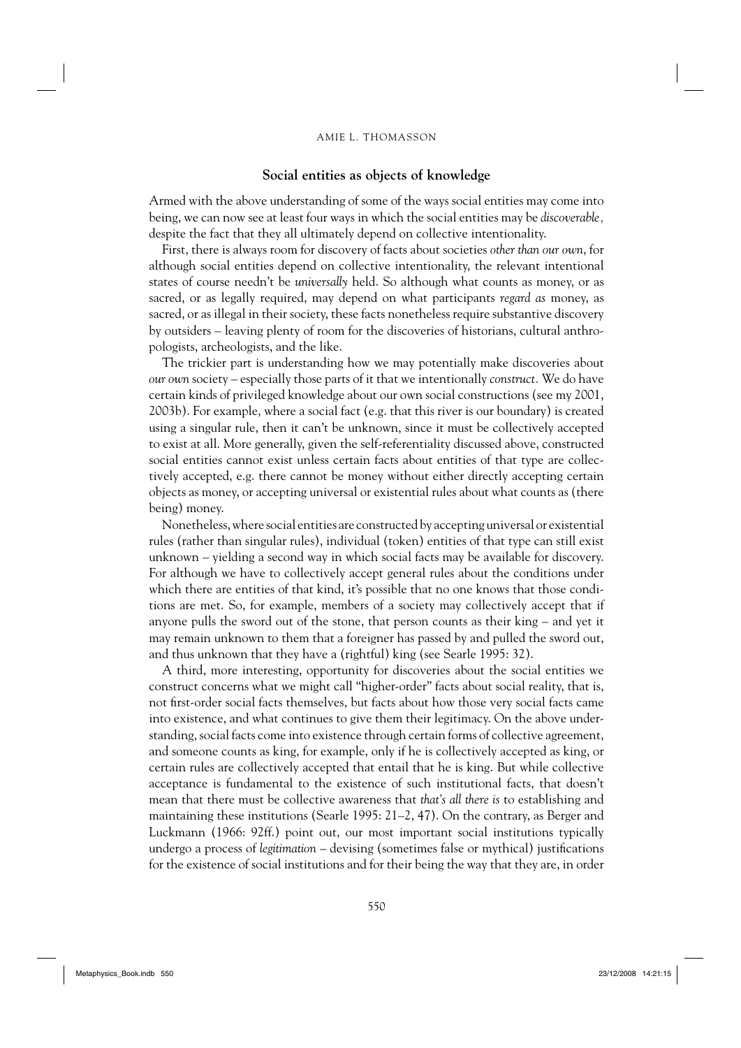## Social entities as objects of knowledge

Armed with the above understanding of some of the ways social entities may come into being, we can now see at least four ways in which the social entities may be *discoverable*, despite the fact that they all ultimately depend on collective intentionality.

First, there is always room for discovery of facts about societies *other than our own*, for although social entities depend on collective intentionality, the relevant intentional states of course needn't be *universally* held. So although what counts as money, or as sacred, or as legally required, may depend on what participants *regard as* money, as sacred, or as illegal in their society, these facts nonetheless require substantive discovery by outsiders – leaving plenty of room for the discoveries of historians, cultural anthropologists, archeologists, and the like.

The trickier part is understanding how we may potentially make discoveries about *our own* society – especially those parts of it that we intentionally *construct*. We do have certain kinds of privileged knowledge about our own social constructions (see my 2001, 2003b). For example, where a social fact (e.g. that this river is our boundary) is created using a singular rule, then it can't be unknown, since it must be collectively accepted to exist at all. More generally, given the self-referentiality discussed above, constructed social entities cannot exist unless certain facts about entities of that type are collectively accepted, e.g. there cannot be money without either directly accepting certain objects as money, or accepting universal or existential rules about what counts as (there being) money.

Nonetheless, where social entities are constructed by accepting universal or existential rules (rather than singular rules), individual (token) entities of that type can still exist unknown – yielding a second way in which social facts may be available for discovery. For although we have to collectively accept general rules about the conditions under which there are entities of that kind, it's possible that no one knows that those conditions are met. So, for example, members of a society may collectively accept that if anyone pulls the sword out of the stone, that person counts as their king – and yet it may remain unknown to them that a foreigner has passed by and pulled the sword out, and thus unknown that they have a (rightful) king (see Searle 1995: 32).

A third, more interesting, opportunity for discoveries about the social entities we construct concerns what we might call "higher-order" facts about social reality, that is, not first-order social facts themselves, but facts about how those very social facts came into existence, and what continues to give them their legitimacy. On the above understanding, social facts come into existence through certain forms of collective agreement, and someone counts as king, for example, only if he is collectively accepted as king, or certain rules are collectively accepted that entail that he is king. But while collective acceptance is fundamental to the existence of such institutional facts, that doesn't mean that there must be collective awareness that *that's all there is* to establishing and maintaining these institutions (Searle 1995: 21–2, 47). On the contrary, as Berger and Luckmann (1966: 92ff.) point out, our most important social institutions typically undergo a process of *legitimation* – devising (sometimes false or mythical) justifications for the existence of social institutions and for their being the way that they are, in order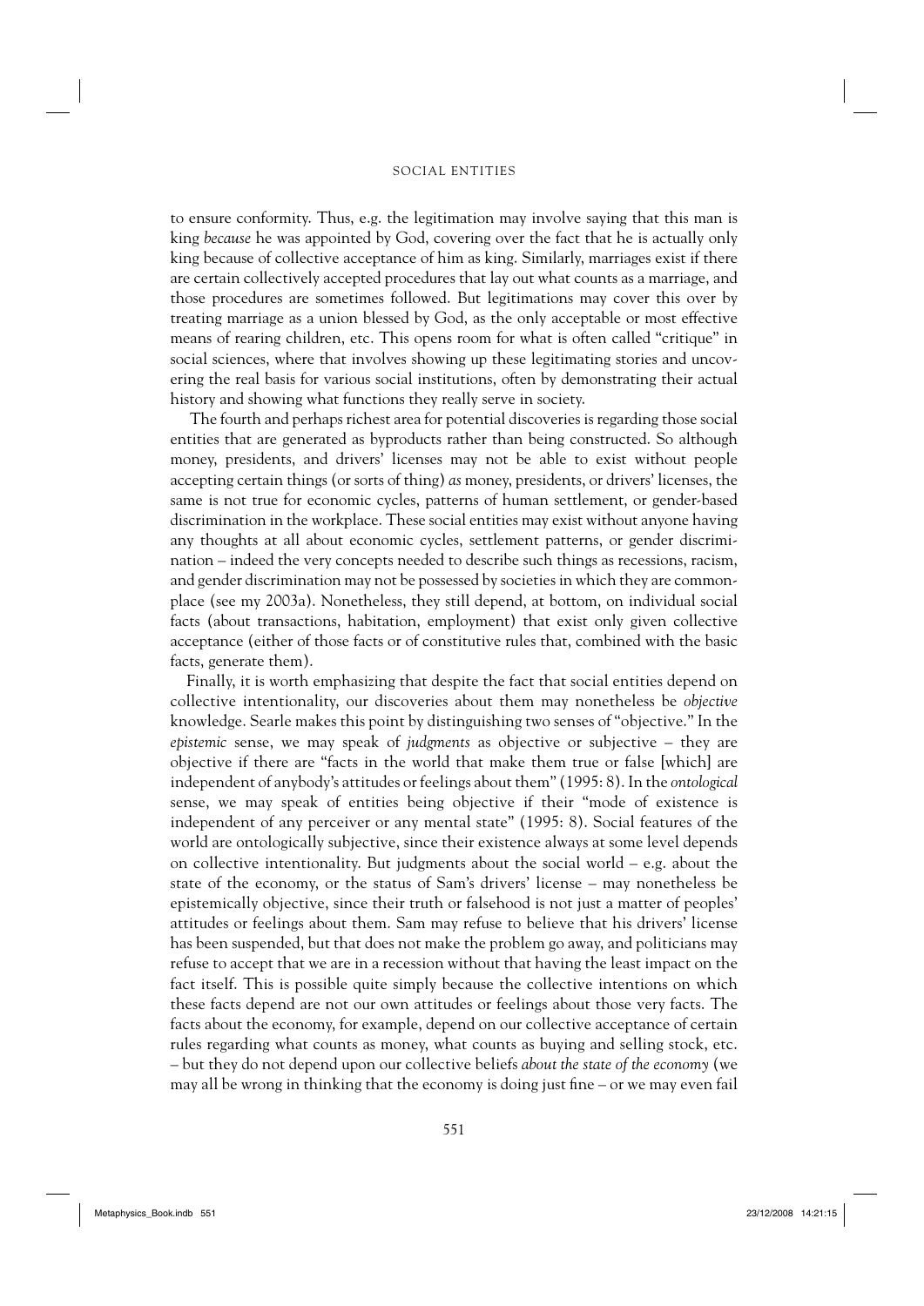to ensure conformity. Thus, e.g. the legitimation may involve saying that this man is king *because* he was appointed by God, covering over the fact that he is actually only king because of collective acceptance of him as king. Similarly, marriages exist if there are certain collectively accepted procedures that lay out what counts as a marriage, and those procedures are sometimes followed. But legitimations may cover this over by treating marriage as a union blessed by God, as the only acceptable or most effective means of rearing children, etc. This opens room for what is often called "critique" in social sciences, where that involves showing up these legitimating stories and uncovering the real basis for various social institutions, often by demonstrating their actual history and showing what functions they really serve in society.

The fourth and perhaps richest area for potential discoveries is regarding those social entities that are generated as byproducts rather than being constructed. So although money, presidents, and drivers' licenses may not be able to exist without people accepting certain things (or sorts of thing) *as* money, presidents, or drivers' licenses, the same is not true for economic cycles, patterns of human settlement, or gender-based discrimination in the workplace. These social entities may exist without anyone having any thoughts at all about economic cycles, settlement patterns, or gender discrimination – indeed the very concepts needed to describe such things as recessions, racism, and gender discrimination may not be possessed by societies in which they are commonplace (see my 2003a). Nonetheless, they still depend, at bottom, on individual social facts (about transactions, habitation, employment) that exist only given collective acceptance (either of those facts or of constitutive rules that, combined with the basic facts, generate them).

Finally, it is worth emphasizing that despite the fact that social entities depend on collective intentionality, our discoveries about them may nonetheless be *objective* knowledge. Searle makes this point by distinguishing two senses of "objective." In the *epistemic* sense, we may speak of *judgments* as objective or subjective – they are objective if there are "facts in the world that make them true or false [which] are independent of anybody's attitudes or feelings about them" (1995: 8). In the *ontological* sense, we may speak of entities being objective if their "mode of existence is independent of any perceiver or any mental state" (1995: 8). Social features of the world are ontologically subjective, since their existence always at some level depends on collective intentionality. But judgments about the social world – e.g. about the state of the economy, or the status of Sam's drivers' license – may nonetheless be epistemically objective, since their truth or falsehood is not just a matter of peoples' attitudes or feelings about them. Sam may refuse to believe that his drivers' license has been suspended, but that does not make the problem go away, and politicians may refuse to accept that we are in a recession without that having the least impact on the fact itself. This is possible quite simply because the collective intentions on which these facts depend are not our own attitudes or feelings about those very facts. The facts about the economy, for example, depend on our collective acceptance of certain rules regarding what counts as money, what counts as buying and selling stock, etc. – but they do not depend upon our collective beliefs *about the state of the economy* (we may all be wrong in thinking that the economy is doing just fine – or we may even fail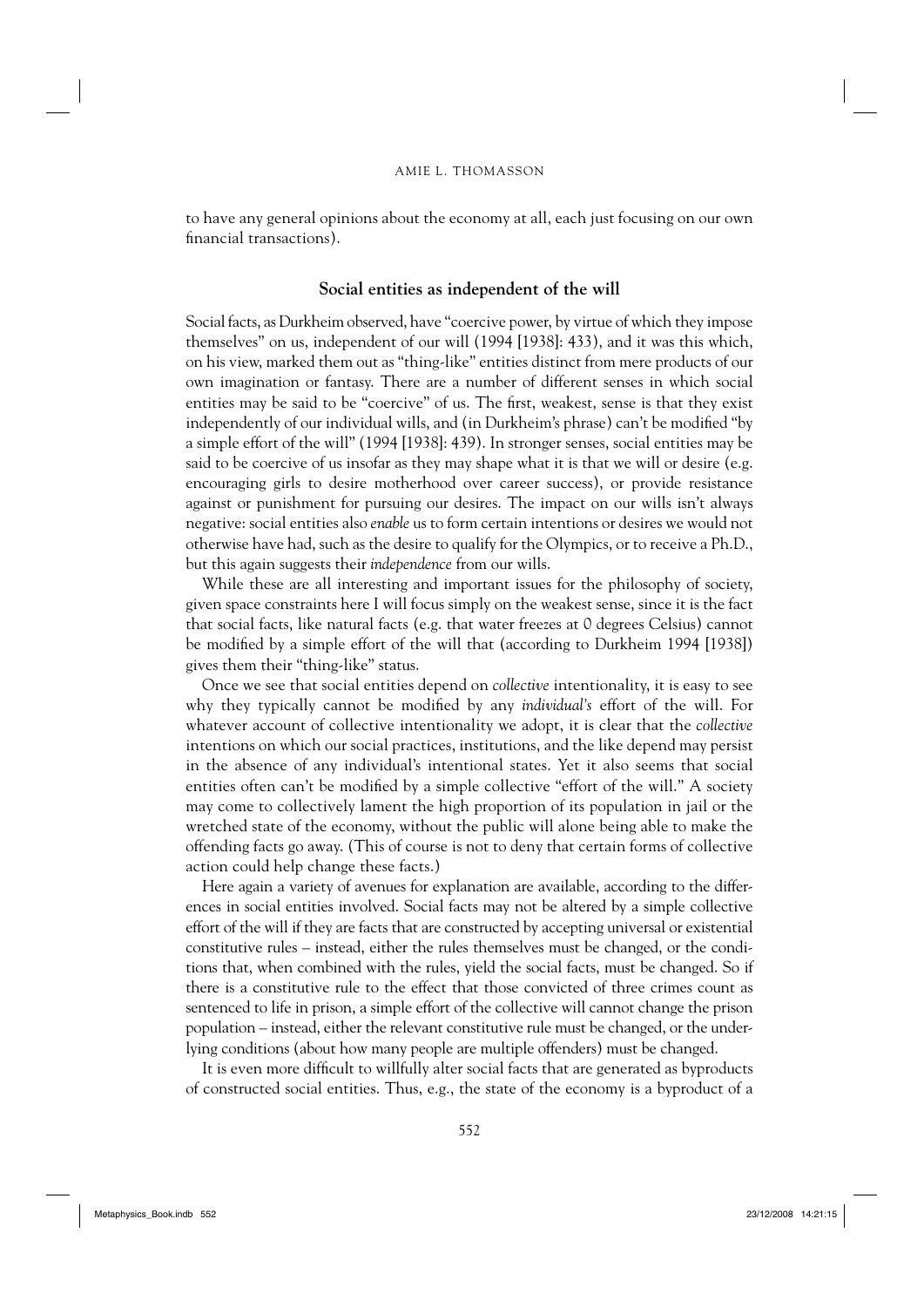to have any general opinions about the economy at all, each just focusing on our own financial transactions).

## Social entities as independent of the will

Social facts, as Durkheim observed, have "coercive power, by virtue of which they impose themselves" on us, independent of our will (1994 [1938]: 433), and it was this which, on his view, marked them out as "thing-like" entities distinct from mere products of our own imagination or fantasy. There are a number of different senses in which social entities may be said to be "coercive" of us. The first, weakest, sense is that they exist independently of our individual wills, and (in Durkheim's phrase) can't be modified "by a simple effort of the will" (1994 [1938]: 439). In stronger senses, social entities may be said to be coercive of us insofar as they may shape what it is that we will or desire (e.g. encouraging girls to desire motherhood over career success), or provide resistance against or punishment for pursuing our desires. The impact on our wills isn't always negative: social entities also *enable* us to form certain intentions or desires we would not otherwise have had, such as the desire to qualify for the Olympics, or to receive a Ph.D., but this again suggests their *independence* from our wills.

While these are all interesting and important issues for the philosophy of society, given space constraints here I will focus simply on the weakest sense, since it is the fact that social facts, like natural facts (e.g. that water freezes at 0 degrees Celsius) cannot be modified by a simple effort of the will that (according to Durkheim 1994 [1938]) gives them their "thing-like" status.

Once we see that social entities depend on *collective* intentionality, it is easy to see why they typically cannot be modified by any *individual's* effort of the will. For whatever account of collective intentionality we adopt, it is clear that the *collective* intentions on which our social practices, institutions, and the like depend may persist in the absence of any individual's intentional states. Yet it also seems that social entities often can't be modified by a simple collective "effort of the will." A society may come to collectively lament the high proportion of its population in jail or the wretched state of the economy, without the public will alone being able to make the offending facts go away. (This of course is not to deny that certain forms of collective action could help change these facts.)

Here again a variety of avenues for explanation are available, according to the differences in social entities involved. Social facts may not be altered by a simple collective effort of the will if they are facts that are constructed by accepting universal or existential constitutive rules – instead, either the rules themselves must be changed, or the conditions that, when combined with the rules, yield the social facts, must be changed. So if there is a constitutive rule to the effect that those convicted of three crimes count as sentenced to life in prison, a simple effort of the collective will cannot change the prison population – instead, either the relevant constitutive rule must be changed, or the underlying conditions (about how many people are multiple offenders) must be changed.

It is even more difficult to willfully alter social facts that are generated as byproducts of constructed social entities. Thus, e.g., the state of the economy is a byproduct of a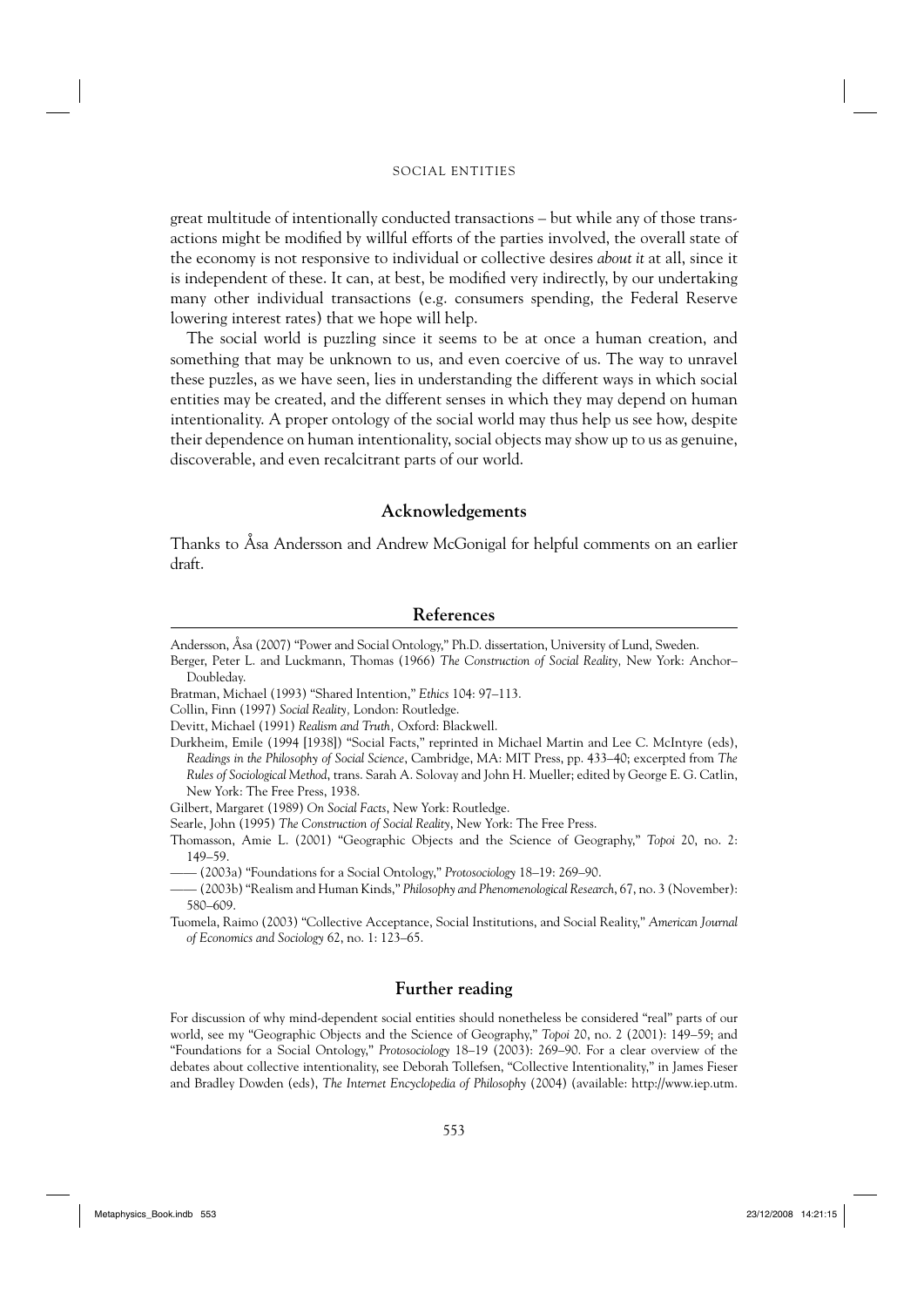great multitude of intentionally conducted transactions – but while any of those transactions might be modified by willful efforts of the parties involved, the overall state of the economy is not responsive to individual or collective desires *about it* at all, since it is independent of these. It can, at best, be modified very indirectly, by our undertaking many other individual transactions (e.g. consumers spending, the Federal Reserve lowering interest rates) that we hope will help.

The social world is puzzling since it seems to be at once a human creation, and something that may be unknown to us, and even coercive of us. The way to unravel these puzzles, as we have seen, lies in understanding the different ways in which social entities may be created, and the different senses in which they may depend on human intentionality. A proper ontology of the social world may thus help us see how, despite their dependence on human intentionality, social objects may show up to us as genuine, discoverable, and even recalcitrant parts of our world.

## Acknowledgements

Thanks to Åsa Andersson and Andrew McGonigal for helpful comments on an earlier draft.

## References

Andersson, Åsa (2007) "Power and Social Ontology," Ph.D. dissertation, University of Lund, Sweden.

Berger, Peter L. and Luckmann, Thomas (1966) *The Construction of Social Reality,* New York: Anchor–Doubleday.

Bratman, Michael (1993) "Shared Intention," *Ethics* 104: 97–113.

Collin, Finn (1997) *Social Reality,* London: Routledge.

Devitt, Michael (1991) *Realism and Truth,* Oxford: Blackwell.

Durkheim, Emile (1994 [1938]) "Social Facts," reprinted in Michael Martin and Lee C. McIntyre (eds), *Readings in the Philosophy of Social Science*, Cambridge, MA: MIT Press, pp. 433–40; excerpted from *The Rules of Sociological Method*, trans. Sarah A. Solovay and John H. Mueller; edited by George E. G. Catlin, New York: The Free Press, 1938.

Gilbert, Margaret (1989) *On Social Facts*, New York: Routledge.

Searle, John (1995) *The Construction of Social Reality*, New York: The Free Press.

Thomasson, Amie L. (2001) "Geographic Objects and the Science of Geography," *Topoi* 20, no. 2: 149–59.

—— (2003a) "Foundations for a Social Ontology," *Protosociology* 18–19: 269–90.

—— (2003b) "Realism and Human Kinds," *Philosophy and Phenomenological Research*, 67, no. 3 (November): 580–609.

Tuomela, Raimo (2003) "Collective Acceptance, Social Institutions, and Social Reality," *American Journal of Economics and Sociology* 62, no. 1: 123–65.

## Further reading

For discussion of why mind-dependent social entities should nonetheless be considered "real" parts of our world, see my "Geographic Objects and the Science of Geography," *Topoi* 20, no. 2 (2001): 149–59; and "Foundations for a Social Ontology," *Protosociology* 18–19 (2003): 269–90. For a clear overview of the debates about collective intentionality, see Deborah Tollefsen, "Collective Intentionality," in James Fieser and Bradley Dowden (eds), *The Internet Encyclopedia of Philosophy* (2004) (available: http://www.iep.utm.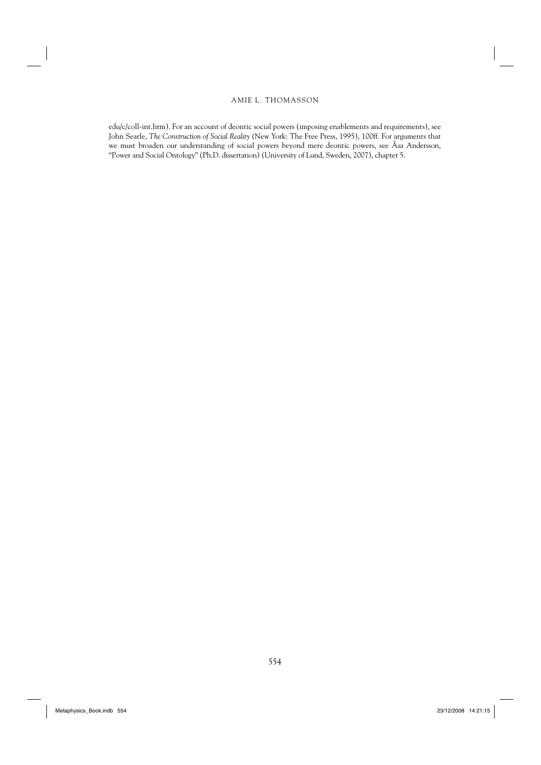edu/c/coll-int.htm). For an account of deontic social powers (imposing enablements and requirements), see John Searle, *The Construction of Social Reality* (New York: The Free Press, 1995), 100ff. For arguments that we must broaden our understanding of social powers beyond mere deontic powers, see Åsa Andersson, "Power and Social Ontology" (Ph.D. dissertation) (University of Lund, Sweden, 2007), chapter 5.